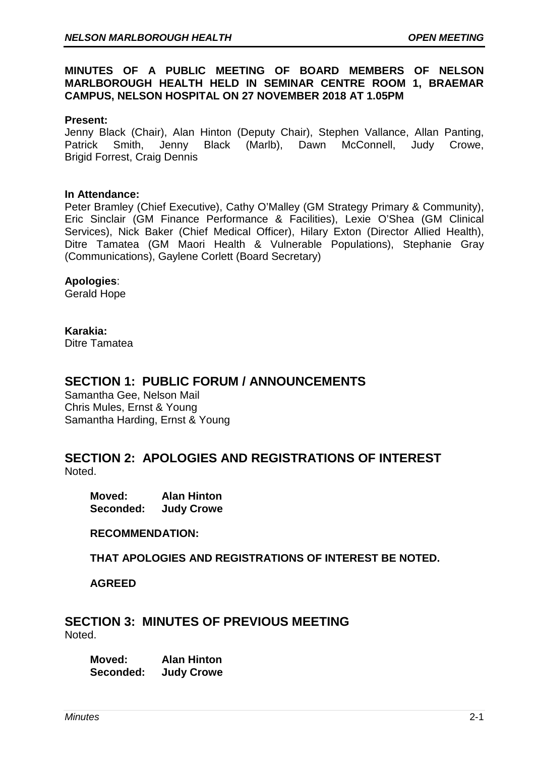**MINUTES OF A PUBLIC MEETING OF BOARD MEMBERS OF NELSON MARLBOROUGH HEALTH HELD IN SEMINAR CENTRE ROOM 1, BRAEMAR CAMPUS, NELSON HOSPITAL ON 27 NOVEMBER 2018 AT 1.05PM**

**Present:**
Jenny Black (Chair), Alan Hinton (Deputy Chair), Stephen Vallance, Allan Panting, Patrick Smith, Jenny Black (Marlb), Dawn McConnell, Judy Crowe, Brigid Forrest, Craig Dennis

**In Attendance:**
Peter Bramley (Chief Executive), Cathy O'Malley (GM Strategy Primary & Community), Eric Sinclair (GM Finance Performance & Facilities), Lexie O'Shea (GM Clinical Services), Nick Baker (Chief Medical Officer), Hilary Exton (Director Allied Health), Ditre Tamatea (GM Maori Health & Vulnerable Populations), Stephanie Gray (Communications), Gaylene Corlett (Board Secretary)

**Apologies**:
Gerald Hope

**Karakia:**
Ditre Tamatea

## SECTION 1: PUBLIC FORUM / ANNOUNCEMENTS

Samantha Gee, Nelson Mail
Chris Mules, Ernst & Young
Samantha Harding, Ernst & Young

## SECTION 2: APOLOGIES AND REGISTRATIONS OF INTEREST

Noted.

**Moved: Alan Hinton**
**Seconded: Judy Crowe**

**RECOMMENDATION:**

**THAT APOLOGIES AND REGISTRATIONS OF INTEREST BE NOTED.**

**AGREED**

## SECTION 3: MINUTES OF PREVIOUS MEETING

Noted.

**Moved: Alan Hinton**
**Seconded: Judy Crowe**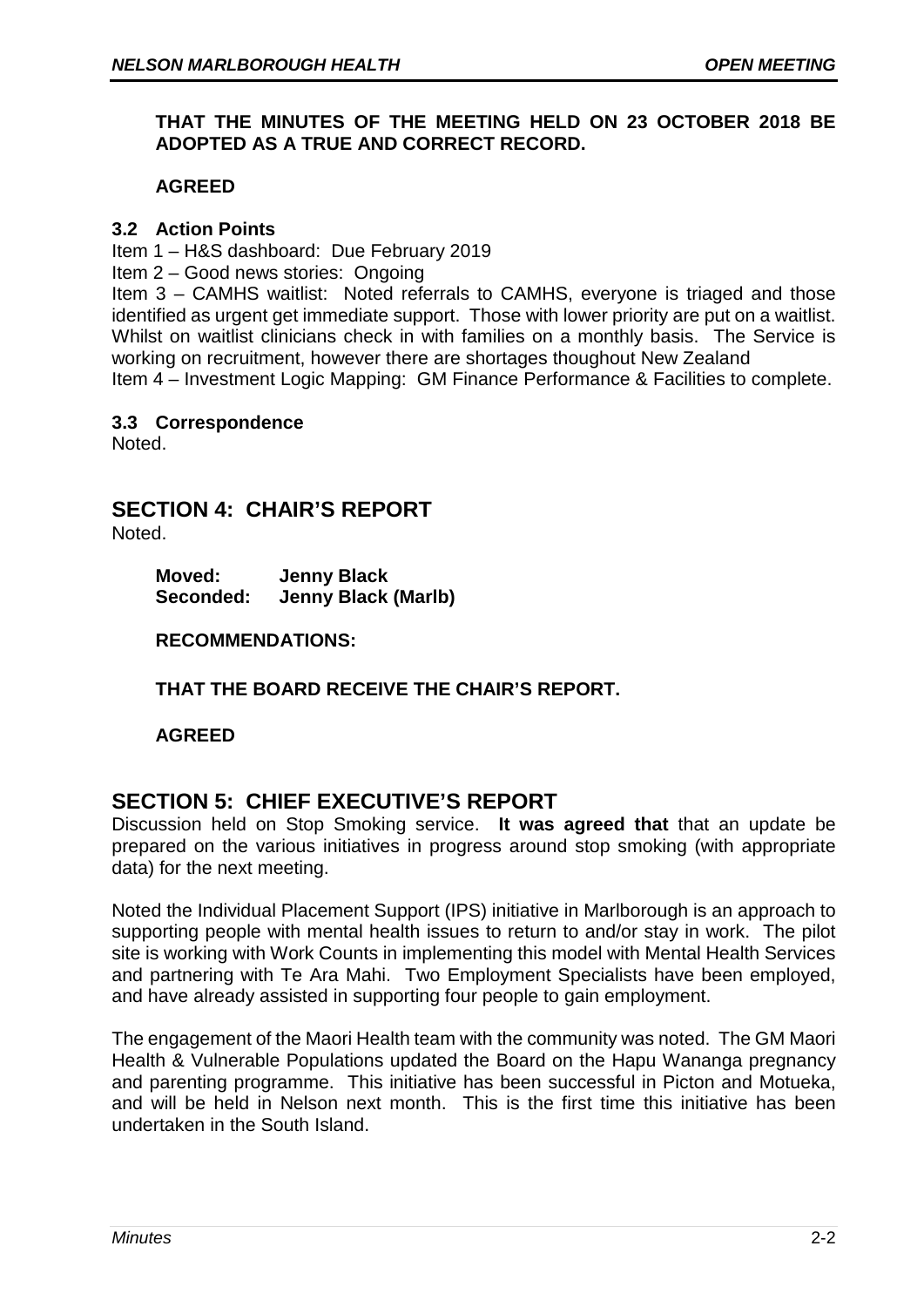**THAT THE MINUTES OF THE MEETING HELD ON 23 OCTOBER 2018 BE ADOPTED AS A TRUE AND CORRECT RECORD.**

**AGREED**

### 3.2 Action Points

Item 1 – H&S dashboard: Due February 2019
Item 2 – Good news stories: Ongoing
Item 3 – CAMHS waitlist: Noted referrals to CAMHS, everyone is triaged and those identified as urgent get immediate support. Those with lower priority are put on a waitlist. Whilst on waitlist clinicians check in with families on a monthly basis. The Service is working on recruitment, however there are shortages thoughout New Zealand
Item 4 – Investment Logic Mapping: GM Finance Performance & Facilities to complete.

### 3.3 Correspondence

Noted.

## SECTION 4: CHAIR'S REPORT

Noted.

**Moved: Jenny Black**
**Seconded: Jenny Black (Marlb)**

**RECOMMENDATIONS:**

**THAT THE BOARD RECEIVE THE CHAIR'S REPORT.**

**AGREED**

## SECTION 5: CHIEF EXECUTIVE'S REPORT

Discussion held on Stop Smoking service. **It was agreed that** that an update be prepared on the various initiatives in progress around stop smoking (with appropriate data) for the next meeting.

Noted the Individual Placement Support (IPS) initiative in Marlborough is an approach to supporting people with mental health issues to return to and/or stay in work. The pilot site is working with Work Counts in implementing this model with Mental Health Services and partnering with Te Ara Mahi. Two Employment Specialists have been employed, and have already assisted in supporting four people to gain employment.

The engagement of the Maori Health team with the community was noted. The GM Maori Health & Vulnerable Populations updated the Board on the Hapu Wananga pregnancy and parenting programme. This initiative has been successful in Picton and Motueka, and will be held in Nelson next month. This is the first time this initiative has been undertaken in the South Island.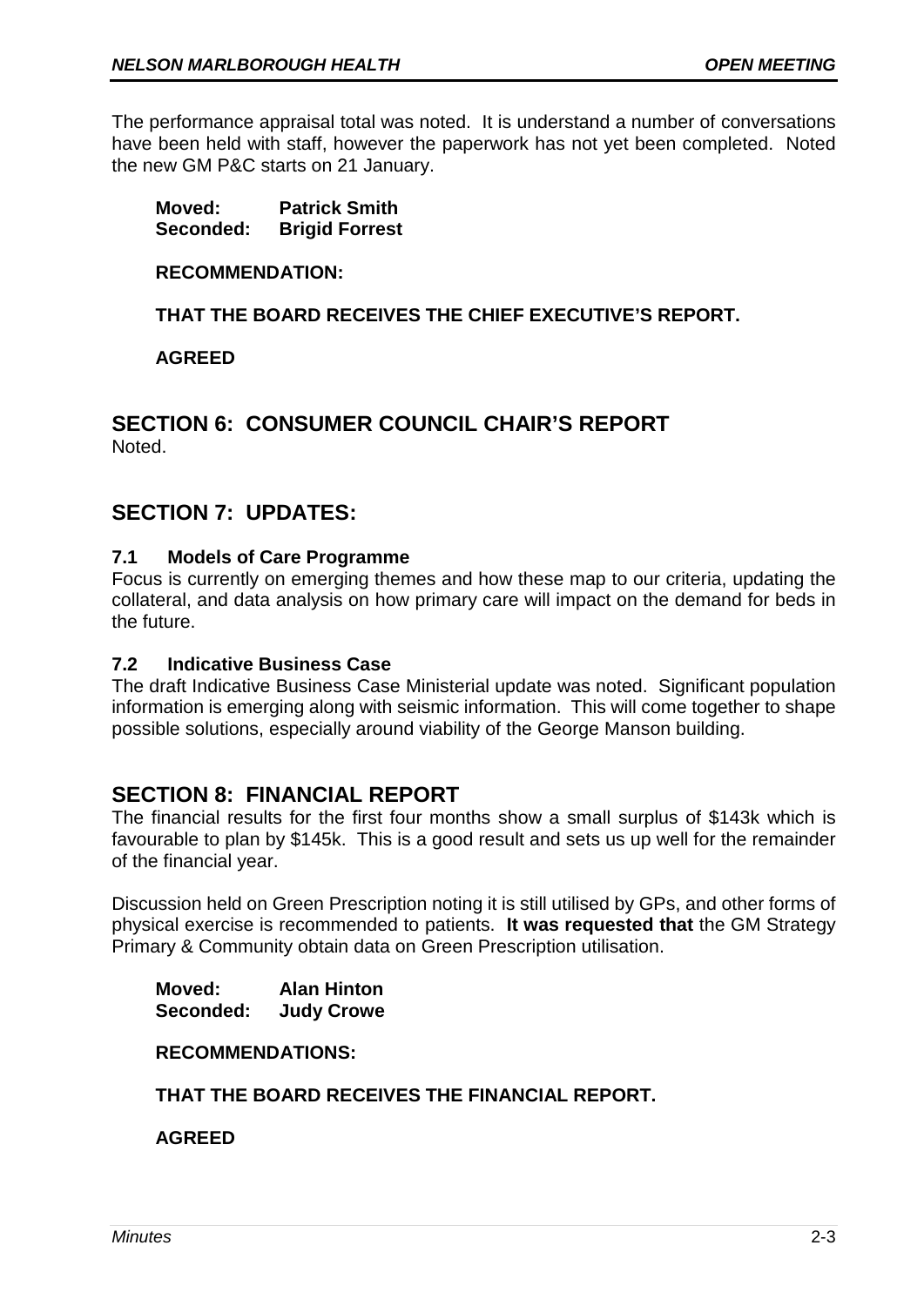The performance appraisal total was noted. It is understand a number of conversations have been held with staff, however the paperwork has not yet been completed. Noted the new GM P&C starts on 21 January.

**Moved: Patrick Smith**
**Seconded: Brigid Forrest**

**RECOMMENDATION:**

**THAT THE BOARD RECEIVES THE CHIEF EXECUTIVE'S REPORT.**

**AGREED**

## SECTION 6: CONSUMER COUNCIL CHAIR'S REPORT

Noted.

## SECTION 7: UPDATES:

### 7.1 Models of Care Programme

Focus is currently on emerging themes and how these map to our criteria, updating the collateral, and data analysis on how primary care will impact on the demand for beds in the future.

### 7.2 Indicative Business Case

The draft Indicative Business Case Ministerial update was noted. Significant population information is emerging along with seismic information. This will come together to shape possible solutions, especially around viability of the George Manson building.

## SECTION 8: FINANCIAL REPORT

The financial results for the first four months show a small surplus of $143k which is favourable to plan by $145k. This is a good result and sets us up well for the remainder of the financial year.

Discussion held on Green Prescription noting it is still utilised by GPs, and other forms of physical exercise is recommended to patients. **It was requested that** the GM Strategy Primary & Community obtain data on Green Prescription utilisation.

**Moved: Alan Hinton**
**Seconded: Judy Crowe**

**RECOMMENDATIONS:**

**THAT THE BOARD RECEIVES THE FINANCIAL REPORT.**

**AGREED**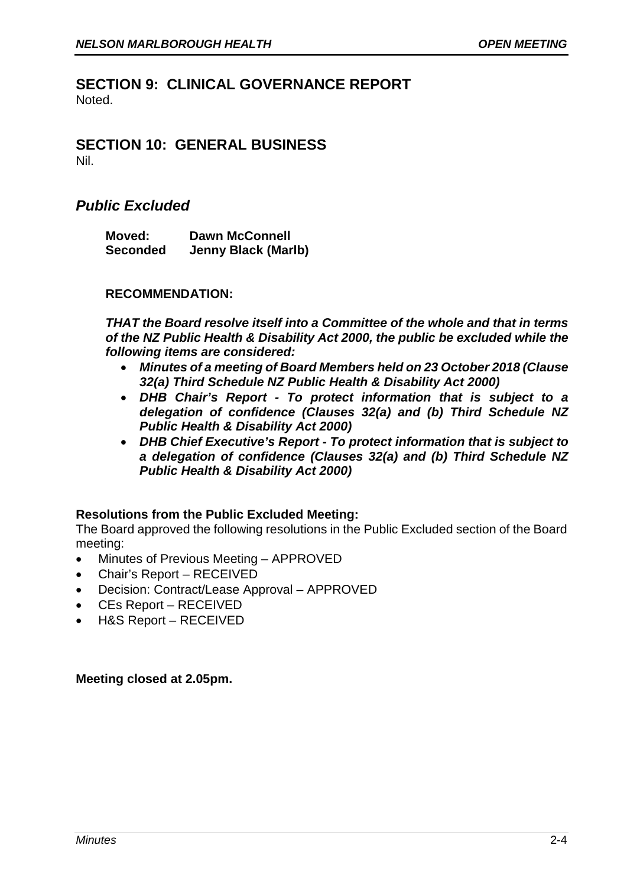## SECTION 9: CLINICAL GOVERNANCE REPORT

Noted.

## SECTION 10: GENERAL BUSINESS

Nil.

### *Public Excluded*

**Moved:** **Dawn McConnell**
**Seconded** **Jenny Black (Marlb)**

**RECOMMENDATION:**

***THAT the Board resolve itself into a Committee of the whole and that in terms of the NZ Public Health & Disability Act 2000, the public be excluded while the following items are considered:***

- ***Minutes of a meeting of Board Members held on 23 October 2018 (Clause 32(a) Third Schedule NZ Public Health & Disability Act 2000)***
- ***DHB Chair's Report - To protect information that is subject to a delegation of confidence (Clauses 32(a) and (b) Third Schedule NZ Public Health & Disability Act 2000)***
- ***DHB Chief Executive's Report - To protect information that is subject to a delegation of confidence (Clauses 32(a) and (b) Third Schedule NZ Public Health & Disability Act 2000)***

**Resolutions from the Public Excluded Meeting:**

The Board approved the following resolutions in the Public Excluded section of the Board meeting:

- Minutes of Previous Meeting – APPROVED
- Chair's Report – RECEIVED
- Decision: Contract/Lease Approval – APPROVED
- CEs Report – RECEIVED
- H&S Report – RECEIVED

**Meeting closed at 2.05pm.**